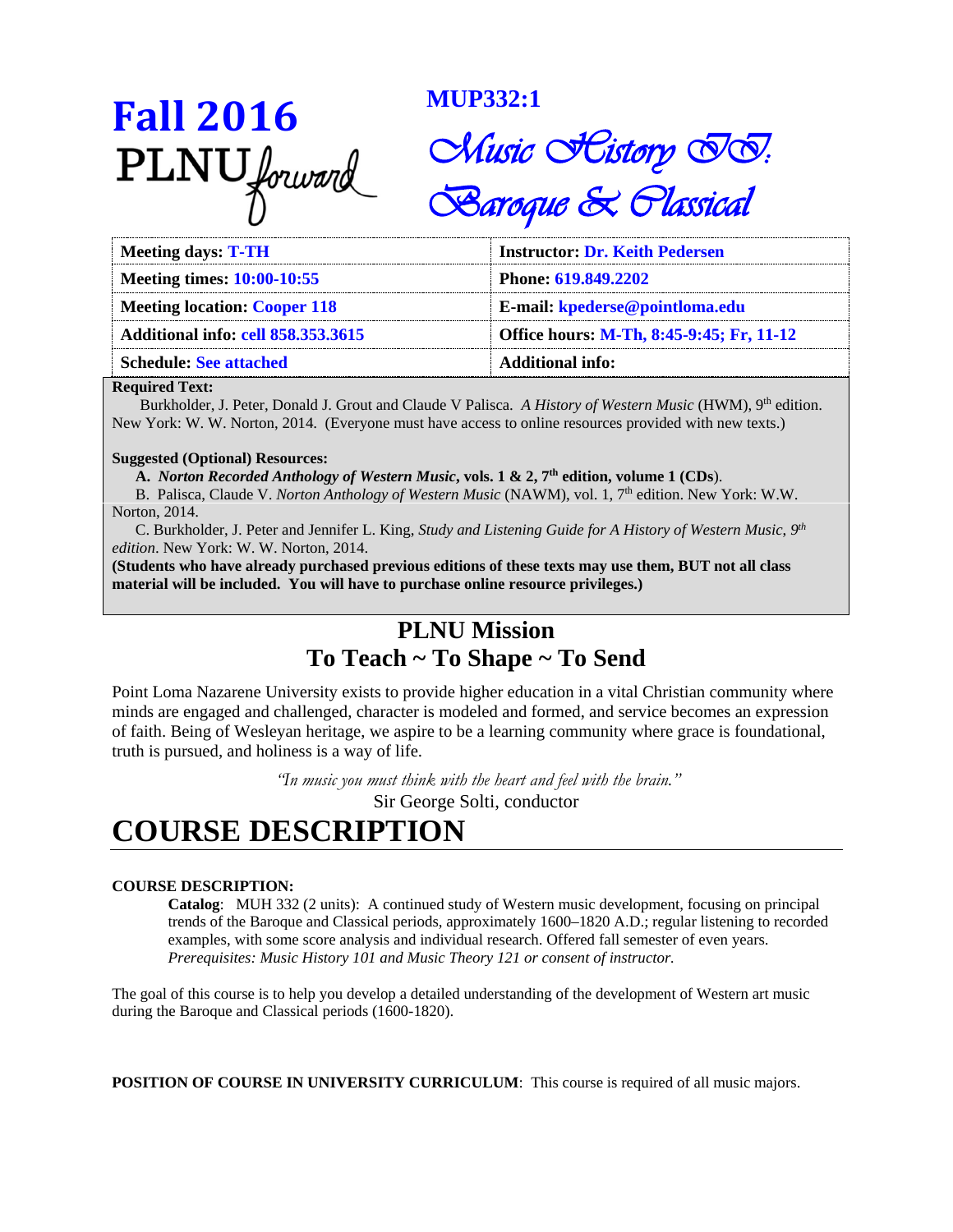# Fall 2016
PLNU forward

**MUP332:1**

# *Music History II: Baroque & Classical*

| Meeting days: T-TH | Instructor: Dr. Keith Pedersen |
|---|---|
| Meeting times: 10:00-10:55 | Phone: 619.849.2202 |
| Meeting location: Cooper 118 | E-mail: kpederse@pointloma.edu |
| Additional info: cell 858.353.3615 | Office hours: M-Th, 8:45-9:45; Fr, 11-12 |
| Schedule: See attached | Additional info: |

**Required Text:**

Burkholder, J. Peter, Donald J. Grout and Claude V Palisca. *A History of Western Music* (HWM), 9th edition. New York: W. W. Norton, 2014. (Everyone must have access to online resources provided with new texts.)

**Suggested (Optional) Resources:**

**A.** ***Norton Recorded Anthology of Western Music*, vols. 1 & 2, 7th edition, volume 1 (CDs)**.

B. Palisca, Claude V. *Norton Anthology of Western Music* (NAWM), vol. 1, 7th edition. New York: W.W. Norton, 2014.

C. Burkholder, J. Peter and Jennifer L. King, *Study and Listening Guide for A History of Western Music, 9th edition*. New York: W. W. Norton, 2014.

**(Students who have already purchased previous editions of these texts may use them, BUT not all class material will be included. You will have to purchase online resource privileges.)**

## PLNU Mission
## To Teach ~ To Shape ~ To Send

Point Loma Nazarene University exists to provide higher education in a vital Christian community where minds are engaged and challenged, character is modeled and formed, and service becomes an expression of faith. Being of Wesleyan heritage, we aspire to be a learning community where grace is foundational, truth is pursued, and holiness is a way of life.

*"In music you must think with the heart and feel with the brain."*
Sir George Solti, conductor

# COURSE DESCRIPTION

**COURSE DESCRIPTION:**

**Catalog**: MUH 332 (2 units): A continued study of Western music development, focusing on principal trends of the Baroque and Classical periods, approximately 1600–1820 A.D.; regular listening to recorded examples, with some score analysis and individual research. Offered fall semester of even years. *Prerequisites: Music History 101 and Music Theory 121 or consent of instructor.*

The goal of this course is to help you develop a detailed understanding of the development of Western art music during the Baroque and Classical periods (1600-1820).

**POSITION OF COURSE IN UNIVERSITY CURRICULUM**: This course is required of all music majors.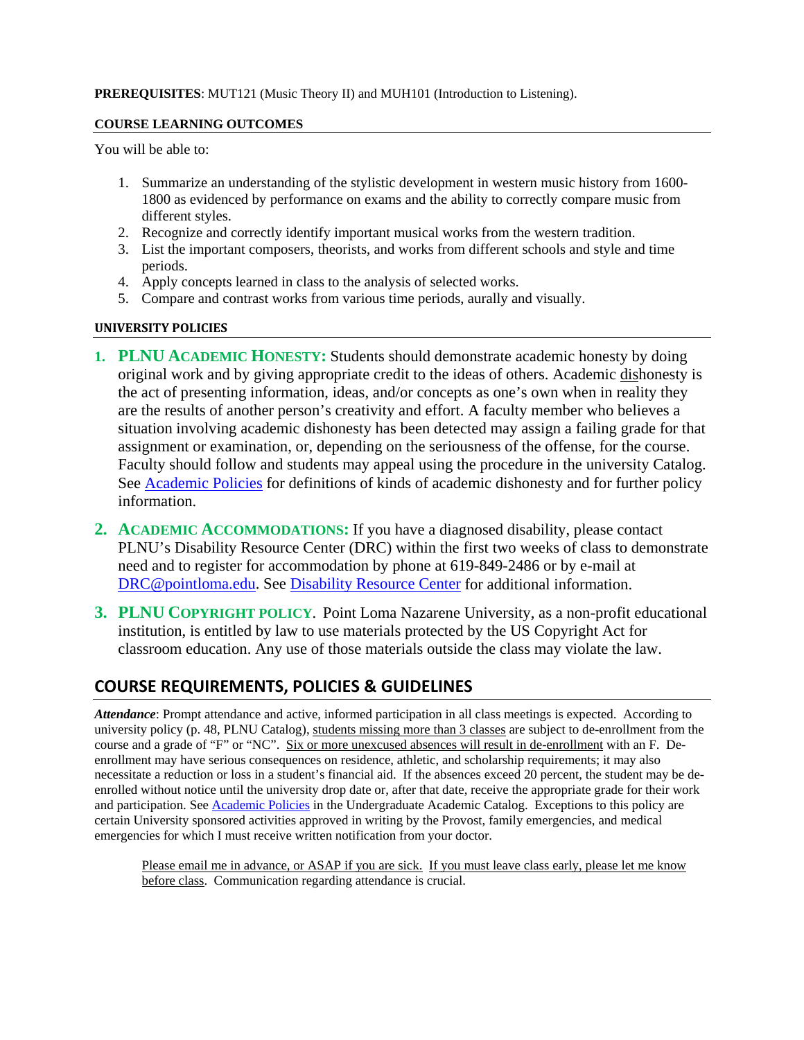**PREREQUISITES**: MUT121 (Music Theory II) and MUH101 (Introduction to Listening).

## COURSE LEARNING OUTCOMES

You will be able to:

1. Summarize an understanding of the stylistic development in western music history from 1600-1800 as evidenced by performance on exams and the ability to correctly compare music from different styles.
2. Recognize and correctly identify important musical works from the western tradition.
3. List the important composers, theorists, and works from different schools and style and time periods.
4. Apply concepts learned in class to the analysis of selected works.
5. Compare and contrast works from various time periods, aurally and visually.

## UNIVERSITY POLICIES

1. **PLNU ACADEMIC HONESTY:** Students should demonstrate academic honesty by doing original work and by giving appropriate credit to the ideas of others. Academic dishonesty is the act of presenting information, ideas, and/or concepts as one's own when in reality they are the results of another person's creativity and effort. A faculty member who believes a situation involving academic dishonesty has been detected may assign a failing grade for that assignment or examination, or, depending on the seriousness of the offense, for the course. Faculty should follow and students may appeal using the procedure in the university Catalog. See Academic Policies for definitions of kinds of academic dishonesty and for further policy information.
2. **ACADEMIC ACCOMMODATIONS:** If you have a diagnosed disability, please contact PLNU's Disability Resource Center (DRC) within the first two weeks of class to demonstrate need and to register for accommodation by phone at 619-849-2486 or by e-mail at DRC@pointloma.edu. See Disability Resource Center for additional information.
3. **PLNU COPYRIGHT POLICY**. Point Loma Nazarene University, as a non-profit educational institution, is entitled by law to use materials protected by the US Copyright Act for classroom education. Any use of those materials outside the class may violate the law.

## COURSE REQUIREMENTS, POLICIES & GUIDELINES

***Attendance***: Prompt attendance and active, informed participation in all class meetings is expected. According to university policy (p. 48, PLNU Catalog), students missing more than 3 classes are subject to de-enrollment from the course and a grade of "F" or "NC". Six or more unexcused absences will result in de-enrollment with an F. De-enrollment may have serious consequences on residence, athletic, and scholarship requirements; it may also necessitate a reduction or loss in a student's financial aid. If the absences exceed 20 percent, the student may be de-enrolled without notice until the university drop date or, after that date, receive the appropriate grade for their work and participation. See Academic Policies in the Undergraduate Academic Catalog. Exceptions to this policy are certain University sponsored activities approved in writing by the Provost, family emergencies, and medical emergencies for which I must receive written notification from your doctor.

Please email me in advance, or ASAP if you are sick. If you must leave class early, please let me know before class. Communication regarding attendance is crucial.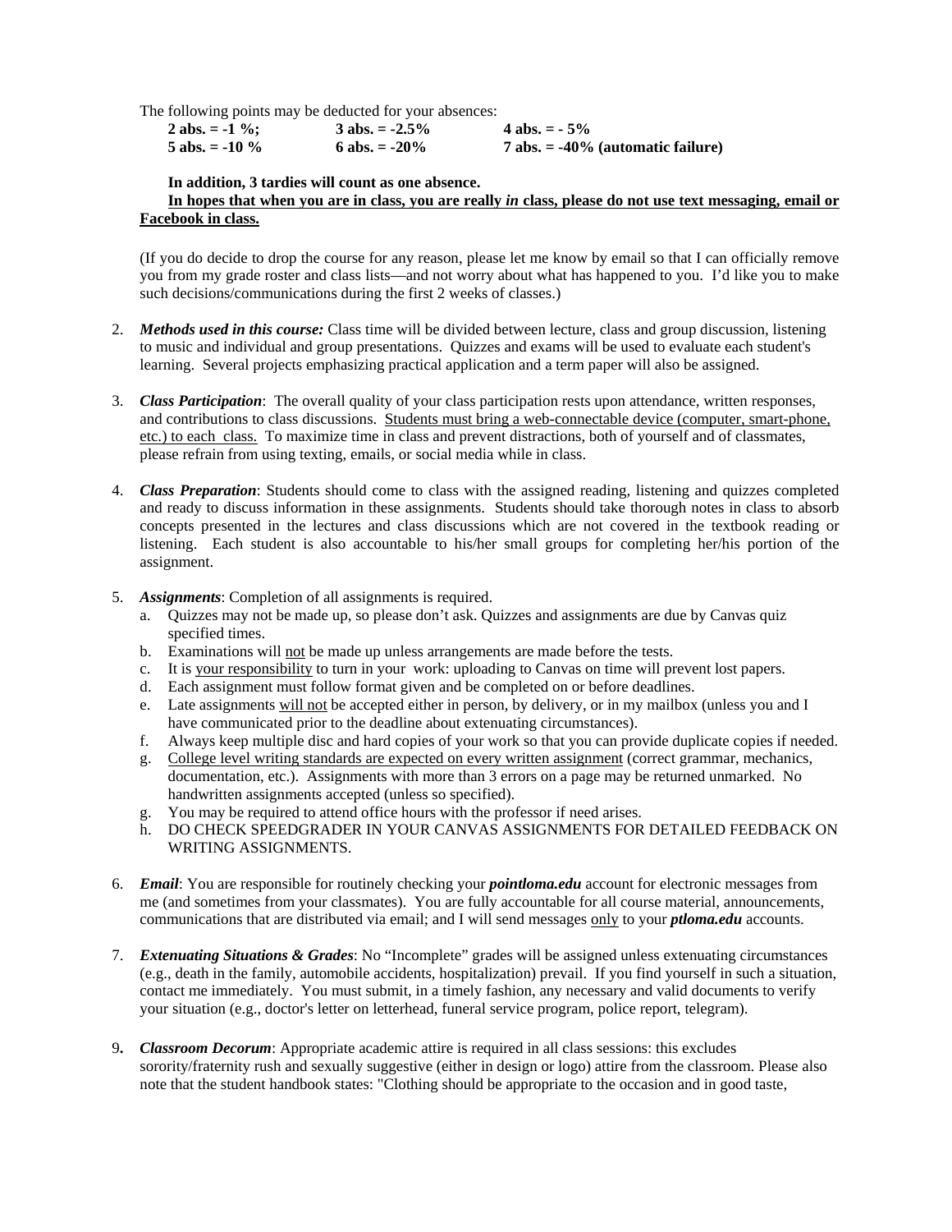The following points may be deducted for your absences:

| | | |
|---|---|---|
| **2 abs. = -1 %;** | **3 abs. = -2.5%** | **4 abs. = - 5%** |
| **5 abs. = -10 %** | **6 abs. = -20%** | **7 abs. = -40% (automatic failure)** |

**In addition, 3 tardies will count as one absence.**

<u>**In hopes that when you are in class, you are really *in* class, please do not use text messaging, email or Facebook in class.**</u>

(If you do decide to drop the course for any reason, please let me know by email so that I can officially remove you from my grade roster and class lists—and not worry about what has happened to you. I'd like you to make such decisions/communications during the first 2 weeks of classes.)

2. ***Methods used in this course:*** Class time will be divided between lecture, class and group discussion, listening to music and individual and group presentations. Quizzes and exams will be used to evaluate each student's learning. Several projects emphasizing practical application and a term paper will also be assigned.

3. ***Class Participation***: The overall quality of your class participation rests upon attendance, written responses, and contributions to class discussions. <u>Students must bring a web-connectable device (computer, smart-phone, etc.) to each class.</u> To maximize time in class and prevent distractions, both of yourself and of classmates, please refrain from using texting, emails, or social media while in class.

4. ***Class Preparation***: Students should come to class with the assigned reading, listening and quizzes completed and ready to discuss information in these assignments. Students should take thorough notes in class to absorb concepts presented in the lectures and class discussions which are not covered in the textbook reading or listening. Each student is also accountable to his/her small groups for completing her/his portion of the assignment.

5. ***Assignments***: Completion of all assignments is required.
   a. Quizzes may not be made up, so please don't ask. Quizzes and assignments are due by Canvas quiz specified times.
   b. Examinations will <u>not</u> be made up unless arrangements are made before the tests.
   c. It is <u>your responsibility</u> to turn in your work: uploading to Canvas on time will prevent lost papers.
   d. Each assignment must follow format given and be completed on or before deadlines.
   e. Late assignments <u>will not</u> be accepted either in person, by delivery, or in my mailbox (unless you and I have communicated prior to the deadline about extenuating circumstances).
   f. Always keep multiple disc and hard copies of your work so that you can provide duplicate copies if needed.
   g. <u>College level writing standards are expected on every written assignment</u> (correct grammar, mechanics, documentation, etc.). Assignments with more than 3 errors on a page may be returned unmarked. No handwritten assignments accepted (unless so specified).
   g. You may be required to attend office hours with the professor if need arises.
   h. DO CHECK SPEEDGRADER IN YOUR CANVAS ASSIGNMENTS FOR DETAILED FEEDBACK ON WRITING ASSIGNMENTS.

6. ***Email***: You are responsible for routinely checking your ***pointloma.edu*** account for electronic messages from me (and sometimes from your classmates). You are fully accountable for all course material, announcements, communications that are distributed via email; and I will send messages <u>only</u> to your ***ptloma.edu*** accounts.

7. ***Extenuating Situations & Grades***: No "Incomplete" grades will be assigned unless extenuating circumstances (e.g., death in the family, automobile accidents, hospitalization) prevail. If you find yourself in such a situation, contact me immediately. You must submit, in a timely fashion, any necessary and valid documents to verify your situation (e.g., doctor's letter on letterhead, funeral service program, police report, telegram).

9. ***Classroom Decorum***: Appropriate academic attire is required in all class sessions: this excludes sorority/fraternity rush and sexually suggestive (either in design or logo) attire from the classroom. Please also note that the student handbook states: "Clothing should be appropriate to the occasion and in good taste,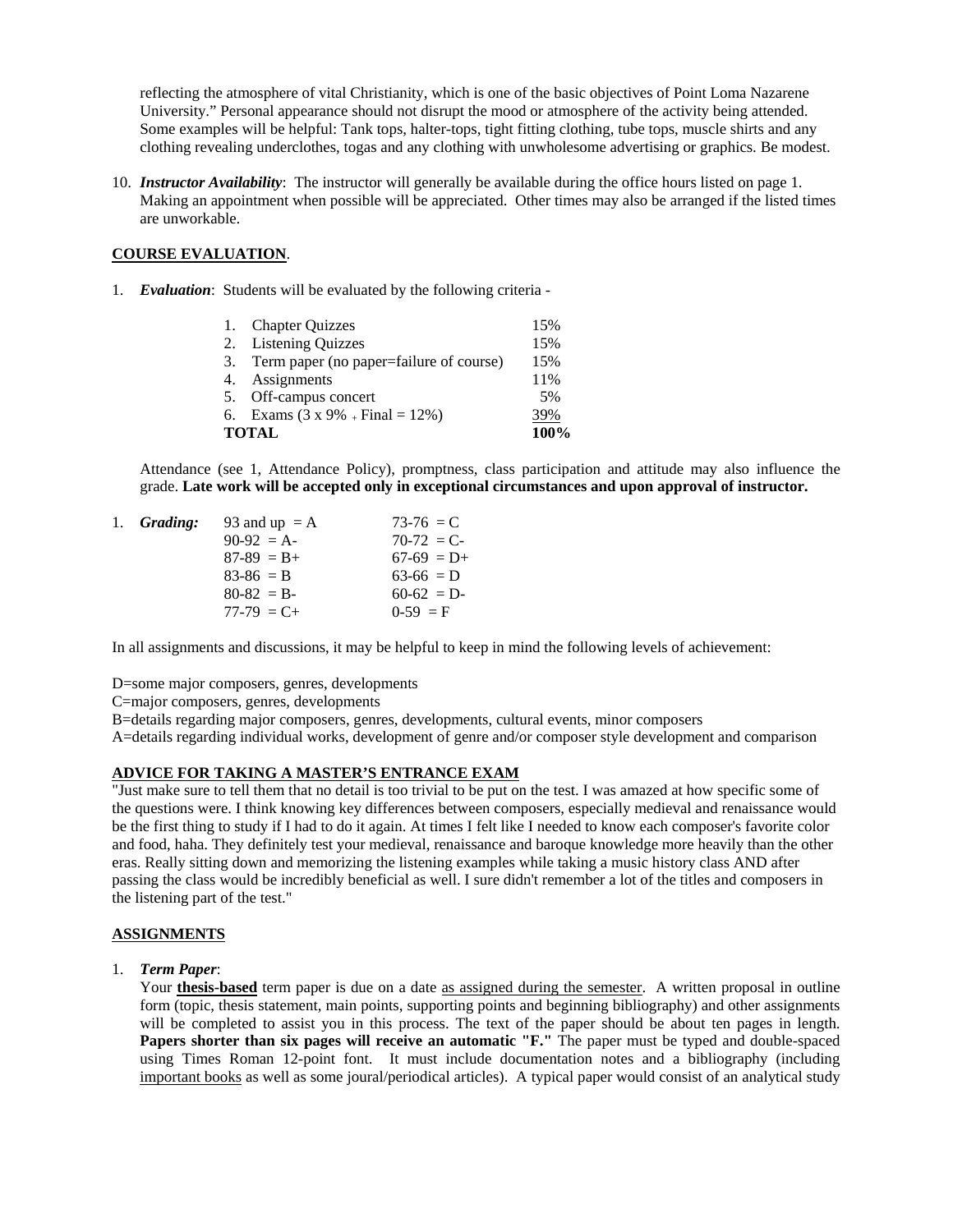reflecting the atmosphere of vital Christianity, which is one of the basic objectives of Point Loma Nazarene University." Personal appearance should not disrupt the mood or atmosphere of the activity being attended. Some examples will be helpful: Tank tops, halter-tops, tight fitting clothing, tube tops, muscle shirts and any clothing revealing underclothes, togas and any clothing with unwholesome advertising or graphics. Be modest.

10. ***Instructor Availability***: The instructor will generally be available during the office hours listed on page 1. Making an appointment when possible will be appreciated. Other times may also be arranged if the listed times are unworkable.

## COURSE EVALUATION.

1. ***Evaluation***: Students will be evaluated by the following criteria -

| | |
|---|---|
| 1. Chapter Quizzes | 15% |
| 2. Listening Quizzes | 15% |
| 3. Term paper (no paper=failure of course) | 15% |
| 4. Assignments | 11% |
| 5. Off-campus concert | 5% |
| 6. Exams (3 x 9% + Final = 12%) | 39% |
| **TOTAL** | **100%** |

Attendance (see 1, Attendance Policy), promptness, class participation and attitude may also influence the grade. **Late work will be accepted only in exceptional circumstances and upon approval of instructor.**

1. ***Grading:***

| | |
|---|---|
| 93 and up = A | 73-76 = C |
| 90-92 = A- | 70-72 = C- |
| 87-89 = B+ | 67-69 = D+ |
| 83-86 = B | 63-66 = D |
| 80-82 = B- | 60-62 = D- |
| 77-79 = C+ | 0-59 = F |

In all assignments and discussions, it may be helpful to keep in mind the following levels of achievement:

D=some major composers, genres, developments
C=major composers, genres, developments
B=details regarding major composers, genres, developments, cultural events, minor composers
A=details regarding individual works, development of genre and/or composer style development and comparison

## ADVICE FOR TAKING A MASTER'S ENTRANCE EXAM

"Just make sure to tell them that no detail is too trivial to be put on the test. I was amazed at how specific some of the questions were. I think knowing key differences between composers, especially medieval and renaissance would be the first thing to study if I had to do it again. At times I felt like I needed to know each composer's favorite color and food, haha. They definitely test your medieval, renaissance and baroque knowledge more heavily than the other eras. Really sitting down and memorizing the listening examples while taking a music history class AND after passing the class would be incredibly beneficial as well. I sure didn't remember a lot of the titles and composers in the listening part of the test."

## ASSIGNMENTS

1. ***Term Paper***:
Your **thesis-based** term paper is due on a date as assigned during the semester. A written proposal in outline form (topic, thesis statement, main points, supporting points and beginning bibliography) and other assignments will be completed to assist you in this process. The text of the paper should be about ten pages in length. **Papers shorter than six pages will receive an automatic "F."** The paper must be typed and double-spaced using Times Roman 12-point font. It must include documentation notes and a bibliography (including important books as well as some joural/periodical articles). A typical paper would consist of an analytical study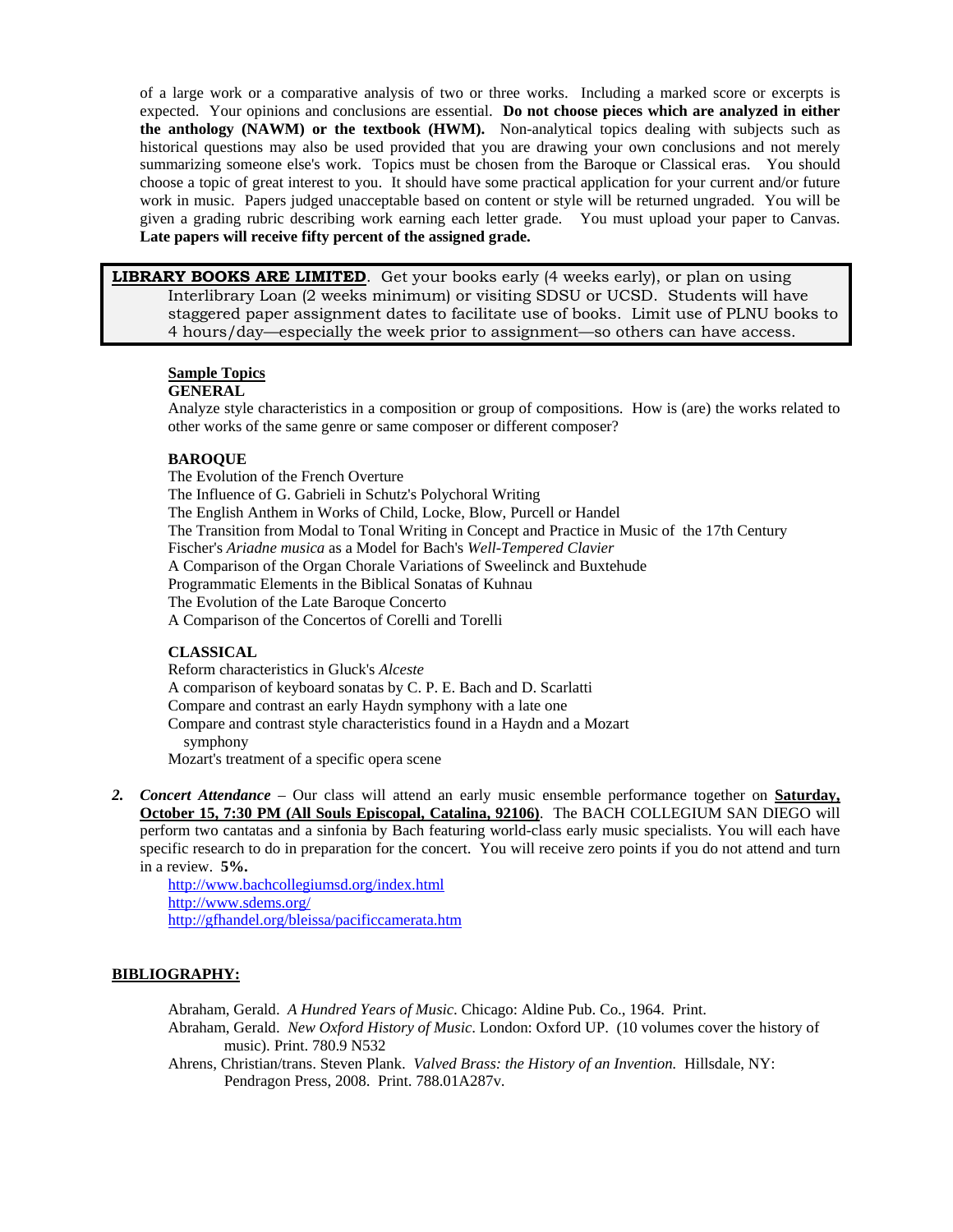of a large work or a comparative analysis of two or three works. Including a marked score or excerpts is expected. Your opinions and conclusions are essential. **Do not choose pieces which are analyzed in either the anthology (NAWM) or the textbook (HWM).** Non-analytical topics dealing with subjects such as historical questions may also be used provided that you are drawing your own conclusions and not merely summarizing someone else's work. Topics must be chosen from the Baroque or Classical eras. You should choose a topic of great interest to you. It should have some practical application for your current and/or future work in music. Papers judged unacceptable based on content or style will be returned ungraded. You will be given a grading rubric describing work earning each letter grade. You must upload your paper to Canvas. **Late papers will receive fifty percent of the assigned grade.**

> **LIBRARY BOOKS ARE LIMITED**. Get your books early (4 weeks early), or plan on using Interlibrary Loan (2 weeks minimum) or visiting SDSU or UCSD. Students will have staggered paper assignment dates to facilitate use of books. Limit use of PLNU books to 4 hours/day—especially the week prior to assignment—so others can have access.

**Sample Topics**

**GENERAL**

Analyze style characteristics in a composition or group of compositions. How is (are) the works related to other works of the same genre or same composer or different composer?

**BAROQUE**

The Evolution of the French Overture
The Influence of G. Gabrieli in Schutz's Polychoral Writing
The English Anthem in Works of Child, Locke, Blow, Purcell or Handel
The Transition from Modal to Tonal Writing in Concept and Practice in Music of the 17th Century
Fischer's *Ariadne musica* as a Model for Bach's *Well-Tempered Clavier*
A Comparison of the Organ Chorale Variations of Sweelinck and Buxtehude
Programmatic Elements in the Biblical Sonatas of Kuhnau
The Evolution of the Late Baroque Concerto
A Comparison of the Concertos of Corelli and Torelli

**CLASSICAL**

Reform characteristics in Gluck's *Alceste*
A comparison of keyboard sonatas by C. P. E. Bach and D. Scarlatti
Compare and contrast an early Haydn symphony with a late one
Compare and contrast style characteristics found in a Haydn and a Mozart symphony
Mozart's treatment of a specific opera scene

2. ***Concert Attendance*** – Our class will attend an early music ensemble performance together on **Saturday, October 15, 7:30 PM (All Souls Episcopal, Catalina, 92106)**. The BACH COLLEGIUM SAN DIEGO will perform two cantatas and a sinfonia by Bach featuring world-class early music specialists. You will each have specific research to do in preparation for the concert. You will receive zero points if you do not attend and turn in a review. **5%.**

   http://www.bachcollegiumsd.org/index.html
   http://www.sdems.org/
   http://gfhandel.org/bleissa/pacificcamerata.htm

**BIBLIOGRAPHY:**

Abraham, Gerald. *A Hundred Years of Music*. Chicago: Aldine Pub. Co., 1964. Print.

Abraham, Gerald. *New Oxford History of Music*. London: Oxford UP. (10 volumes cover the history of music). Print. 780.9 N532

Ahrens, Christian/trans. Steven Plank. *Valved Brass: the History of an Invention.* Hillsdale, NY: Pendragon Press, 2008. Print. 788.01A287v.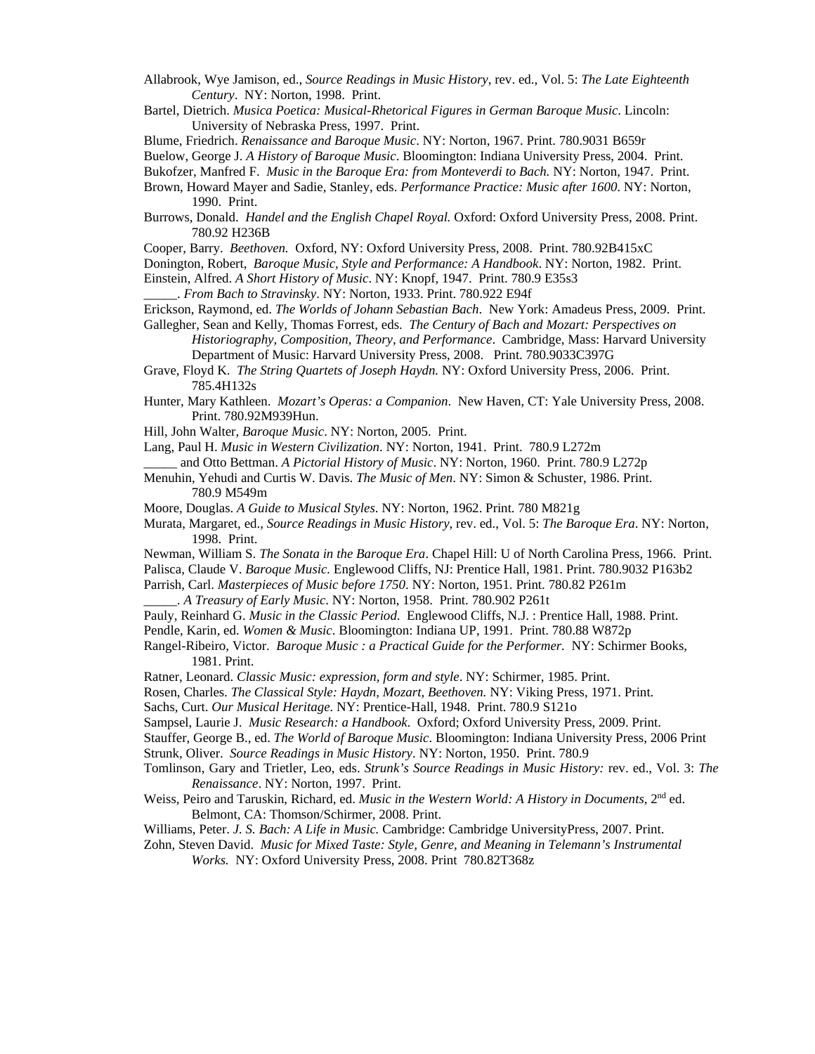Allabrook, Wye Jamison, ed., *Source Readings in Music History*, rev. ed., Vol. 5: *The Late Eighteenth Century*. NY: Norton, 1998. Print.

Bartel, Dietrich. *Musica Poetica: Musical-Rhetorical Figures in German Baroque Music*. Lincoln: University of Nebraska Press, 1997. Print.

Blume, Friedrich. *Renaissance and Baroque Music*. NY: Norton, 1967. Print. 780.9031 B659r

Buelow, George J. *A History of Baroque Music*. Bloomington: Indiana University Press, 2004. Print.

Bukofzer, Manfred F. *Music in the Baroque Era: from Monteverdi to Bach.* NY: Norton, 1947. Print.

Brown, Howard Mayer and Sadie, Stanley, eds. *Performance Practice: Music after 1600*. NY: Norton, 1990. Print.

Burrows, Donald. *Handel and the English Chapel Royal.* Oxford: Oxford University Press, 2008. Print. 780.92 H236B

Cooper, Barry. *Beethoven.* Oxford, NY: Oxford University Press, 2008. Print. 780.92B415xC

Donington, Robert, *Baroque Music, Style and Performance: A Handbook*. NY: Norton, 1982. Print.

Einstein, Alfred. *A Short History of Music*. NY: Knopf, 1947. Print. 780.9 E35s3

_____. *From Bach to Stravinsky*. NY: Norton, 1933. Print. 780.922 E94f

Erickson, Raymond, ed. *The Worlds of Johann Sebastian Bach*. New York: Amadeus Press, 2009. Print.

Gallegher, Sean and Kelly, Thomas Forrest, eds. *The Century of Bach and Mozart: Perspectives on Historiography, Composition, Theory, and Performance*. Cambridge, Mass: Harvard University Department of Music: Harvard University Press, 2008. Print. 780.9033C397G

Grave, Floyd K. *The String Quartets of Joseph Haydn.* NY: Oxford University Press, 2006. Print. 785.4H132s

Hunter, Mary Kathleen. *Mozart's Operas: a Companion*. New Haven, CT: Yale University Press, 2008. Print. 780.92M939Hun.

Hill, John Walter, *Baroque Music*. NY: Norton, 2005. Print.

Lang, Paul H. *Music in Western Civilization*. NY: Norton, 1941. Print. 780.9 L272m

_____ and Otto Bettman. *A Pictorial History of Music*. NY: Norton, 1960. Print. 780.9 L272p

Menuhin, Yehudi and Curtis W. Davis. *The Music of Men*. NY: Simon & Schuster, 1986. Print. 780.9 M549m

Moore, Douglas. *A Guide to Musical Styles*. NY: Norton, 1962. Print. 780 M821g

Murata, Margaret, ed., *Source Readings in Music History*, rev. ed., Vol. 5: *The Baroque Era*. NY: Norton, 1998. Print.

Newman, William S. *The Sonata in the Baroque Era*. Chapel Hill: U of North Carolina Press, 1966. Print.

Palisca, Claude V. *Baroque Music.* Englewood Cliffs, NJ: Prentice Hall, 1981. Print. 780.9032 P163b2

Parrish, Carl. *Masterpieces of Music before 1750*. NY: Norton, 1951. Print. 780.82 P261m

_____. *A Treasury of Early Music*. NY: Norton, 1958. Print. 780.902 P261t

Pauly, Reinhard G. *Music in the Classic Period.* Englewood Cliffs, N.J. : Prentice Hall, 1988. Print.

Pendle, Karin, ed. *Women & Music*. Bloomington: Indiana UP, 1991. Print. 780.88 W872p

Rangel-Ribeiro, Victor. *Baroque Music : a Practical Guide for the Performer.* NY: Schirmer Books, 1981. Print.

Ratner, Leonard. *Classic Music: expression, form and style*. NY: Schirmer, 1985. Print.

Rosen, Charles. *The Classical Style: Haydn, Mozart, Beethoven.* NY: Viking Press, 1971. Print.

Sachs, Curt. *Our Musical Heritage*. NY: Prentice-Hall, 1948. Print. 780.9 S121o

Sampsel, Laurie J. *Music Research: a Handbook*. Oxford; Oxford University Press, 2009. Print.

Stauffer, George B., ed. *The World of Baroque Music*. Bloomington: Indiana University Press, 2006 Print

Strunk, Oliver. *Source Readings in Music History*. NY: Norton, 1950. Print. 780.9

Tomlinson, Gary and Trietler, Leo, eds. *Strunk's Source Readings in Music History:* rev. ed., Vol. 3: *The Renaissance*. NY: Norton, 1997. Print.

Weiss, Peiro and Taruskin, Richard, ed. *Music in the Western World: A History in Documents*, 2nd ed. Belmont, CA: Thomson/Schirmer, 2008. Print.

Williams, Peter. *J. S. Bach: A Life in Music.* Cambridge: Cambridge UniversityPress, 2007. Print.

Zohn, Steven David. *Music for Mixed Taste: Style, Genre, and Meaning in Telemann's Instrumental Works.* NY: Oxford University Press, 2008. Print 780.82T368z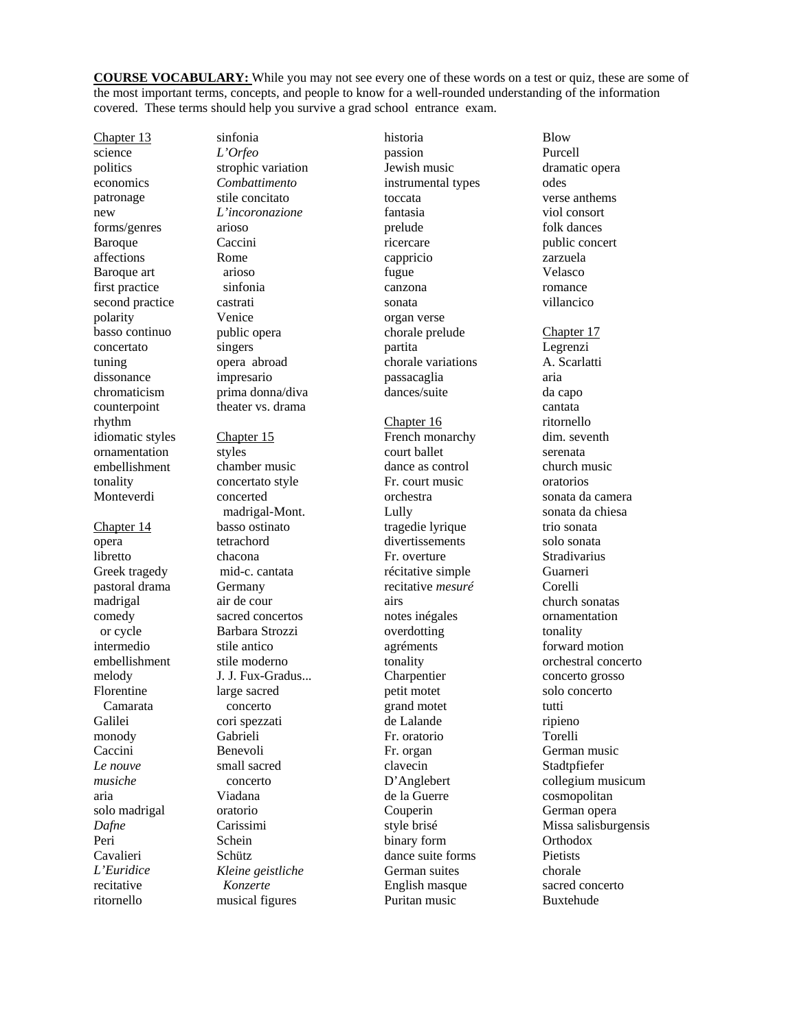**COURSE VOCABULARY:** While you may not see every one of these words on a test or quiz, these are some of the most important terms, concepts, and people to know for a well-rounded understanding of the information covered. These terms should help you survive a grad school entrance exam.

Chapter 13

science
politics
economics
patronage
new
forms/genres
Baroque
affections
Baroque art
first practice
second practice
polarity
basso continuo
concertato
tuning
dissonance
chromaticism
counterpoint
rhythm
idiomatic styles
ornamentation
embellishment
tonality
Monteverdi

Chapter 14

opera
libretto
Greek tragedy
pastoral drama
madrigal
comedy
  or cycle
intermedio
embellishment
melody
Florentine
  Camarata
Galilei
monody
Caccini
*Le nouve*
*musiche*
aria
solo madrigal
*Dafne*
Peri
Cavalieri
*L'Euridice*
recitative
ritornello
sinfonia
*L'Orfeo*
strophic variation
*Combattimento*
stile concitato
*L'incoronazione*
arioso
Caccini
Rome
  arioso
  sinfonia
castrati
Venice
public opera
singers
opera abroad
impresario
prima donna/diva
theater vs. drama

Chapter 15

styles
chamber music
concertato style
concerted
  madrigal-Mont.
basso ostinato
tetrachord
chacona
  mid-c. cantata
Germany
air de cour
sacred concertos
Barbara Strozzi
stile antico
stile moderno
J. J. Fux-Gradus...
large sacred
  concerto
cori spezzati
Gabrieli
Benevoli
small sacred
  concerto
Viadana
oratorio
Carissimi
Schein
Schütz
*Kleine geistliche*
  *Konzerte*
musical figures
historia
passion
Jewish music
instrumental types
toccata
fantasia
prelude
ricercare
cappricio
fugue
canzona
sonata
organ verse
chorale prelude
partita
chorale variations
passacaglia
dances/suite

Chapter 16

French monarchy
court ballet
dance as control
Fr. court music
orchestra
Lully
tragedie lyrique
divertissements
Fr. overture
récitative simple
recitative *mesuré*
airs
notes inégales
overdotting
agréments
tonality
Charpentier
petit motet
grand motet
de Lalande
Fr. oratorio
Fr. organ
clavecin
D'Anglebert
de la Guerre
Couperin
style brisé
binary form
dance suite forms
German suites
English masque
Puritan music
Blow
Purcell
dramatic opera
odes
verse anthems
viol consort
folk dances
public concert
zarzuela
Velasco
romance
villancico

Chapter 17

Legrenzi
A. Scarlatti
aria
da capo
cantata
ritornello
dim. seventh
serenata
church music
oratorios
sonata da camera
sonata da chiesa
trio sonata
solo sonata
Stradivarius
Guarneri
Corelli
church sonatas
ornamentation
tonality
forward motion
orchestral concerto
concerto grosso
solo concerto
tutti
ripieno
Torelli
German music
Stadtpfiefer
collegium musicum
cosmopolitan
German opera
Missa salisburgensis
Orthodox
Pietists
chorale
sacred concerto
Buxtehude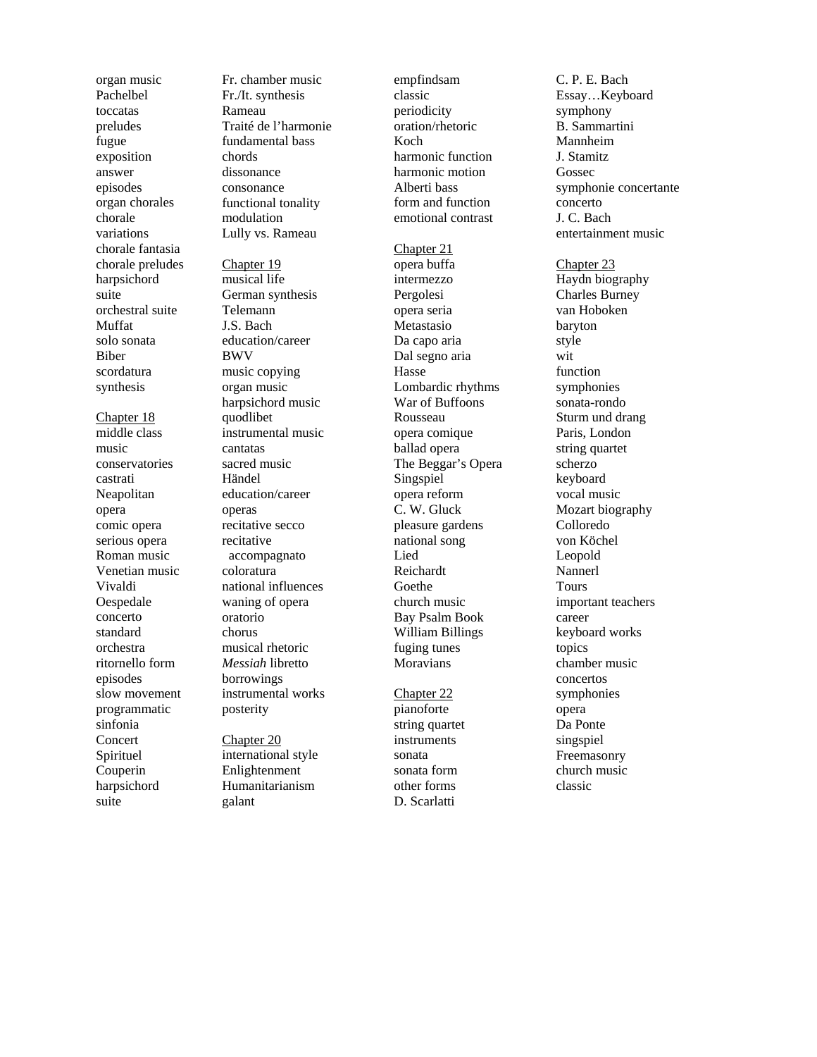organ music
Pachelbel
toccatas
preludes
fugue
exposition
answer
episodes
organ chorales
chorale
variations
chorale fantasia
chorale preludes
harpsichord
suite
orchestral suite
Muffat
solo sonata
Biber
scordatura
synthesis

Chapter 18

middle class
music
conservatories
castrati
Neapolitan
opera
comic opera
serious opera
Roman music
Venetian music
Vivaldi
Oespedale
concerto
standard
orchestra
ritornello form
episodes
slow movement
programmatic
sinfonia
Concert
Spirituel
Couperin
harpsichord
suite

Fr. chamber music
Fr./It. synthesis
Rameau
Traité de l'harmonie
fundamental bass
chords
dissonance
consonance
functional tonality
modulation
Lully vs. Rameau

Chapter 19

musical life
German synthesis
Telemann
J.S. Bach
education/career
BWV
music copying
organ music
harpsichord music
quodlibet
instrumental music
cantatas
sacred music
Händel
education/career
operas
recitative secco
recitative
  accompagnato
coloratura
national influences
waning of opera
oratorio
chorus
musical rhetoric
*Messiah* libretto
borrowings
instrumental works
posterity

Chapter 20

international style
Enlightenment
Humanitarianism
galant
empfindsam
classic
periodicity
oration/rhetoric
Koch
harmonic function
harmonic motion
Alberti bass
form and function
emotional contrast

Chapter 21

opera buffa
intermezzo
Pergolesi
opera seria
Metastasio
Da capo aria
Dal segno aria
Hasse
Lombardic rhythms
War of Buffoons
Rousseau
opera comique
ballad opera
The Beggar's Opera
Singspiel
opera reform
C. W. Gluck
pleasure gardens
national song
Lied
Reichardt
Goethe
church music
Bay Psalm Book
William Billings
fuging tunes
Moravians

Chapter 22

pianoforte
string quartet
instruments
sonata
sonata form
other forms
D. Scarlatti
C. P. E. Bach
Essay…Keyboard
symphony
B. Sammartini
Mannheim
J. Stamitz
Gossec
symphonie concertante
concerto
J. C. Bach
entertainment music

Chapter 23

Haydn biography
Charles Burney
van Hoboken
baryton
style
wit
function
symphonies
sonata-rondo
Sturm und drang
Paris, London
string quartet
scherzo
keyboard
vocal music
Mozart biography
Colloredo
von Köchel
Leopold
Nannerl
Tours
important teachers
career
keyboard works
topics
chamber music
concertos
symphonies
opera
Da Ponte
singspiel
Freemasonry
church music
classic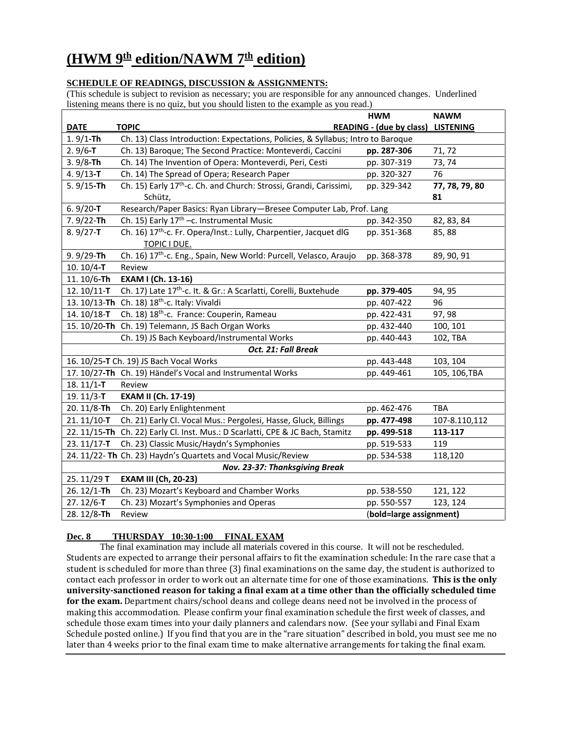# (HWM 9th edition/NAWM 7th edition)

**SCHEDULE OF READINGS, DISCUSSION & ASSIGNMENTS:**

(This schedule is subject to revision as necessary; you are responsible for any announced changes. Underlined listening means there is no quiz, but you should listen to the example as you read.)

| DATE | TOPIC | HWM READING - (due by class) | NAWM LISTENING |
|---|---|---|---|
| 1. 9/1-**Th** | Ch. 13) Class Introduction: Expectations, Policies, & Syllabus; Intro to Baroque | | |
| 2. 9/6-**T** | Ch. 13) Baroque; The Second Practice: Monteverdi, Caccini | **pp. 287-306** | 71, 72 |
| 3. 9/8-**Th** | Ch. 14) The Invention of Opera: Monteverdi, Peri, Cesti | pp. 307-319 | 73, 74 |
| 4. 9/13-**T** | Ch. 14) The Spread of Opera; Research Paper | pp. 320-327 | 76 |
| 5. 9/15-**Th** | Ch. 15) Early 17th-c. Ch. and Church: Strossi, Grandi, Carissimi, Schütz, | pp. 329-342 | **77, 78, 79, 80 81** |
| 6. 9/20-**T** | Research/Paper Basics: Ryan Library—Bresee Computer Lab, Prof. Lang | | |
| 7. 9/22-**Th** | Ch. 15) Early 17th –c. Instrumental Music | pp. 342-350 | 82, 83, 84 |
| 8. 9/27-**T** | Ch. 16) 17th-c. Fr. Opera/Inst.: Lully, Charpentier, Jacquet dlG TOPIC I DUE. | pp. 351-368 | 85, 88 |
| 9. 9/29-**Th** | Ch. 16) 17th-c. Eng., Spain, New World: Purcell, Velasco, Araujo | pp. 368-378 | 89, 90, 91 |
| 10. 10/4-**T** | Review | | |
| 11. 10/6-**Th** | **EXAM I (Ch. 13-16)** | | |
| 12. 10/11-**T** | Ch. 17) Late 17th-c. It. & Gr.: A Scarlatti, Corelli, Buxtehude | **pp. 379-405** | 94, 95 |
| 13. 10/13-**Th** | Ch. 18) 18th-c. Italy: Vivaldi | pp. 407-422 | 96 |
| 14. 10/18-**T** | Ch. 18) 18th-c. France: Couperin, Rameau | pp. 422-431 | 97, 98 |
| 15. 10/20-**Th** | Ch. 19) Telemann, JS Bach Organ Works | pp. 432-440 | 100, 101 |
| | Ch. 19) JS Bach Keyboard/Instrumental Works | pp. 440-443 | 102, TBA |
| | ***Oct. 21: Fall Break*** | | |
| 16. 10/25-**T** | Ch. 19) JS Bach Vocal Works | pp. 443-448 | 103, 104 |
| 17. 10/27-**Th** | Ch. 19) Händel's Vocal and Instrumental Works | pp. 449-461 | 105, 106,TBA |
| 18. 11/1-**T** | Review | | |
| 19. 11/3-**T** | **EXAM II (Ch. 17-19)** | | |
| 20. 11/8-**Th** | Ch. 20) Early Enlightenment | pp. 462-476 | TBA |
| 21. 11/10-**T** | Ch. 21) Early Cl. Vocal Mus.: Pergolesi, Hasse, Gluck, Billings | **pp. 477-498** | 107-8.110,112 |
| 22. 11/15-**Th** | Ch. 22) Early Cl. Inst. Mus.: D Scarlatti, CPE & JC Bach, Stamitz | **pp. 499-518** | **113-117** |
| 23. 11/17-**T** | Ch. 23) Classic Music/Haydn's Symphonies | pp. 519-533 | 119 |
| 24. 11/22- **Th** | Ch. 23) Haydn's Quartets and Vocal Music/Review | pp. 534-538 | 118,120 |
| | ***Nov. 23-37: Thanksgiving Break*** | | |
| 25. 11/29 **T** | **EXAM III (Ch, 20-23)** | | |
| 26. 12/1-**Th** | Ch. 23) Mozart's Keyboard and Chamber Works | pp. 538-550 | 121, 122 |
| 27. 12/6-**T** | Ch. 23) Mozart's Symphonies and Operas | pp. 550-557 | 123, 124 |
| 28. 12/8-**Th** | Review | (**bold=large assignment**) | |

**Dec. 8 THURSDAY 10:30-1:00 FINAL EXAM**

The final examination may include all materials covered in this course. It will not be rescheduled. Students are expected to arrange their personal affairs to fit the examination schedule: In the rare case that a student is scheduled for more than three (3) final examinations on the same day, the student is authorized to contact each professor in order to work out an alternate time for one of those examinations. **This is the only university-sanctioned reason for taking a final exam at a time other than the officially scheduled time for the exam.** Department chairs/school deans and college deans need not be involved in the process of making this accommodation. Please confirm your final examination schedule the first week of classes, and schedule those exam times into your daily planners and calendars now. (See your syllabi and Final Exam Schedule posted online.) If you find that you are in the "rare situation" described in bold, you must see me no later than 4 weeks prior to the final exam time to make alternative arrangements for taking the final exam.